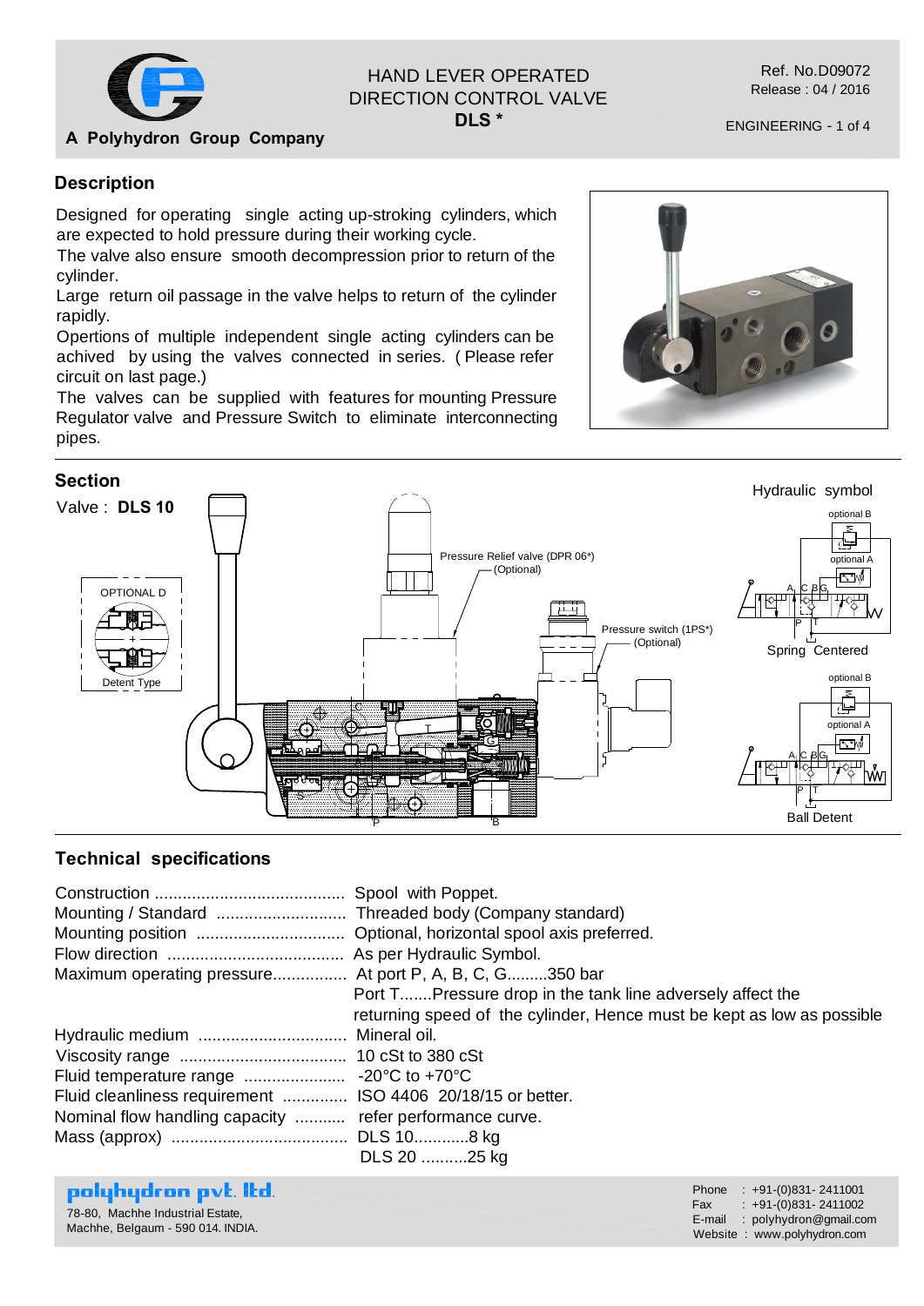A Polyhydron Group Company

# HAND LEVER OPERATED DIRECTION CONTROL VALVE
# DLS *

Ref. No.D09072
Release : 04 / 2016

ENGINEERING

## Description

Designed for operating single acting up-stroking cylinders, which are expected to hold pressure during their working cycle.
The valve also ensure smooth decompression prior to return of the cylinder.
Large return oil passage in the valve helps to return of the cylinder rapidly.
Opertions of multiple independent single acting cylinders can be achived by using the valves connected in series. ( Please refer circuit on last page.)
The valves can be supplied with features for mounting Pressure Regulator valve and Pressure Switch to eliminate interconnecting pipes.

## Section

Valve : **DLS 10**

OPTIONAL D

Detent Type

Pressure Relief valve (DPR 06*) (Optional)

Pressure switch (1PS*) (Optional)

Hydraulic symbol

optional B

optional A

Spring Centered

optional B

optional A

Ball Detent

## Technical specifications

| | |
|---|---|
| Construction | Spool with Poppet. |
| Mounting / Standard | Threaded body (Company standard) |
| Mounting position | Optional, horizontal spool axis preferred. |
| Flow direction | As per Hydraulic Symbol. |
| Maximum operating pressure | At port P, A, B, C, G.........350 bar |
| | Port T.......Pressure drop in the tank line adversely affect the returning speed of the cylinder, Hence must be kept as low as possible |
| Hydraulic medium | Mineral oil. |
| Viscosity range | 10 cSt to 380 cSt |
| Fluid temperature range | -20°C to +70°C |
| Fluid cleanliness requirement | ISO 4406 20/18/15 or better. |
| Nominal flow handling capacity | refer performance curve. |
| Mass (approx) | DLS 10............8 kg |
| | DLS 20 ..........25 kg |

**polyhydron pvt. ltd.**
78-80, Machhe Industrial Estate,
Machhe, Belgaum - 590 014. INDIA.

Phone : +91-(0)831- 2411001
Fax : +91-(0)831- 2411002
E-mail : polyhydron@gmail.com
Website : www.polyhydron.com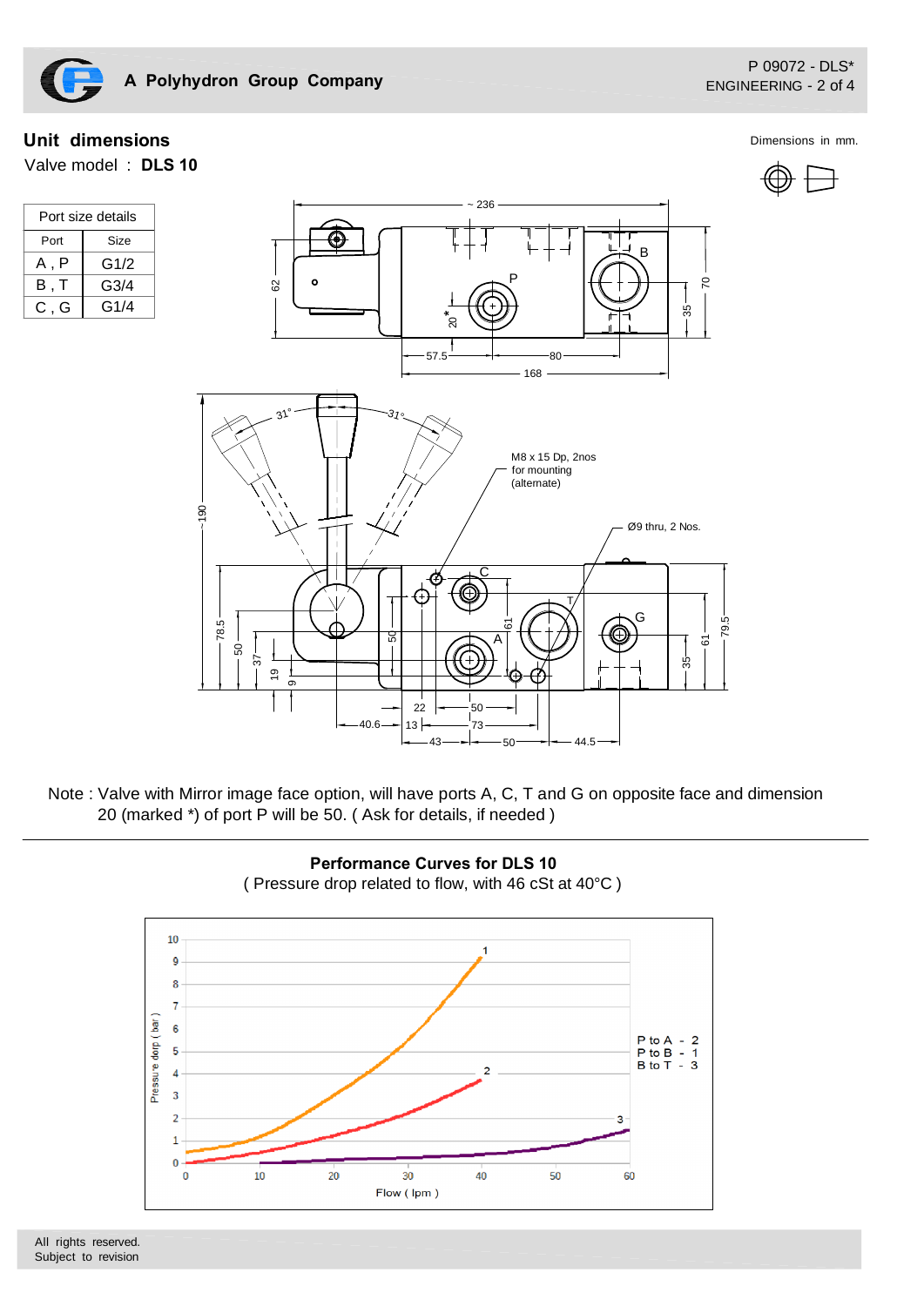## Unit dimensions

Dimensions in mm.

Valve model : **DLS 10**

| Port size details | |
|---|---|
| Port | Size |
| A , P | G1/2 |
| B , T | G3/4 |
| C , G | G1/4 |

Note : Valve with Mirror image face option, will have ports A, C, T and G on opposite face and dimension 20 (marked *) of port P will be 50. ( Ask for details, if needed )

**Performance Curves for DLS 10**

( Pressure drop related to flow, with 46 cSt at 40°C )

P to A - 2
P to B - 1
B to T - 3

All rights reserved.
Subject to revision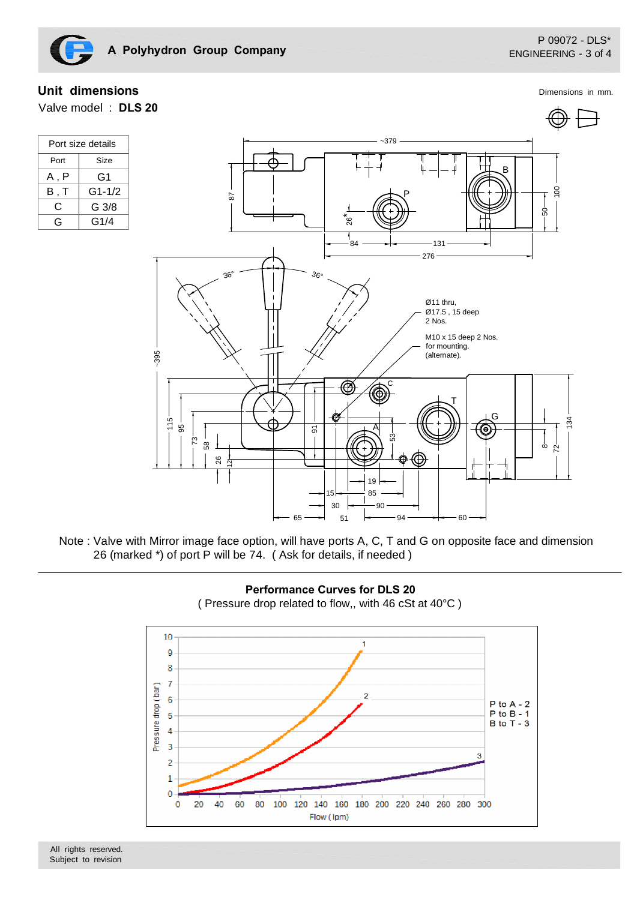## Unit dimensions

Dimensions in mm.

Valve model : **DLS 20**

| Port size details | |
|---|---|
| Port | Size |
| A , P | G1 |
| B , T | G1-1/2 |
| C | G 3/8 |
| G | G1/4 |

Ø11 thru, Ø17.5 , 15 deep 2 Nos.

M10 x 15 deep 2 Nos. for mounting. (alternate).

Note : Valve with Mirror image face option, will have ports A, C, T and G on opposite face and dimension 26 (marked *) of port P will be 74. ( Ask for details, if needed )

### Performance Curves for DLS 20

( Pressure drop related to flow,, with 46 cSt at 40°C )

P to A - 2
P to B - 1
B to T - 3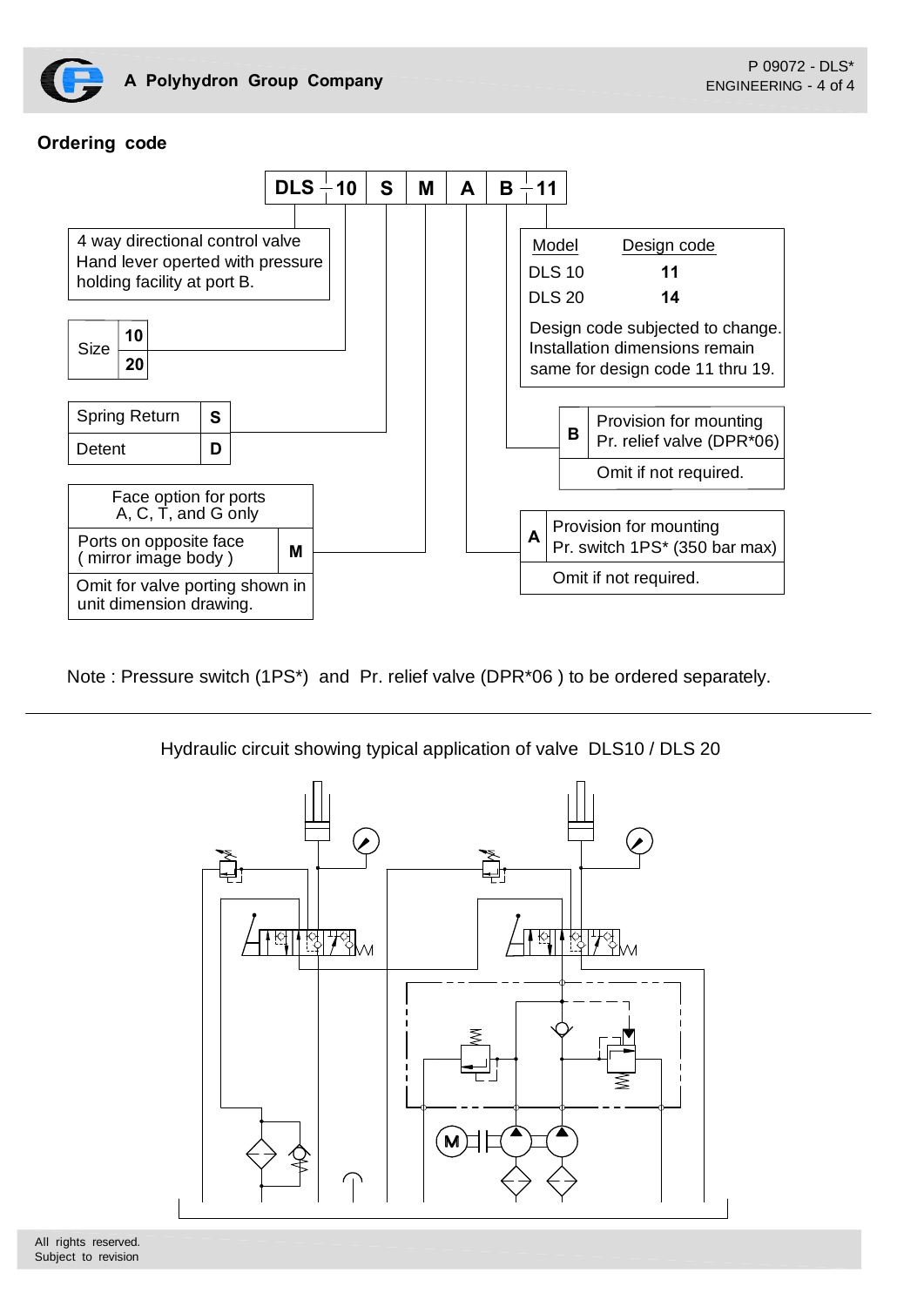## Ordering code

DLS – 10 | S | M | A | B – 11

4 way directional control valve
Hand lever operted with pressure holding facility at port B.

| Size | |
|---|---|
| | 10 |
| | 20 |

| | |
|---|---|
| Spring Return | S |
| Detent | D |

| Face option for ports A, C, T, and G only | |
|---|---|
| Ports on opposite face ( mirror image body ) | M |
| Omit for valve porting shown in unit dimension drawing. | |

| Model | Design code |
|---|---|
| DLS 10 | **11** |
| DLS 20 | **14** |

Design code subjected to change. Installation dimensions remain same for design code 11 thru 19.

| | |
|---|---|
| B | Provision for mounting Pr. relief valve (DPR*06) |
| | Omit if not required. |

| | |
|---|---|
| A | Provision for mounting Pr. switch 1PS* (350 bar max) |
| | Omit if not required. |

Note : Pressure switch (1PS*) and Pr. relief valve (DPR*06 ) to be ordered separately.

---

Hydraulic circuit showing typical application of valve DLS10 / DLS 20

All rights reserved.
Subject to revision